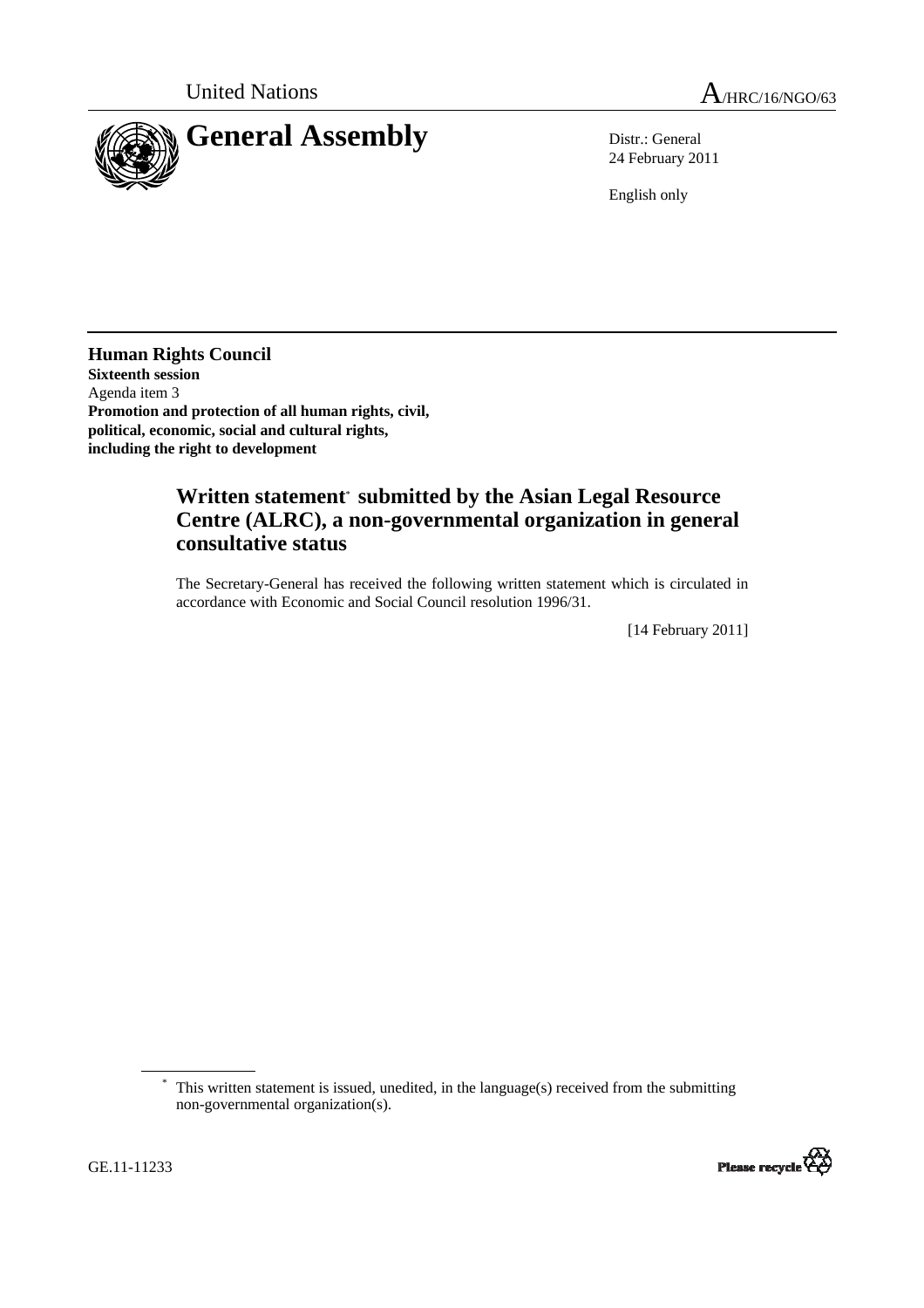United Nations A/HRC/16/NGO/63

# General Assembly

Distr.: General
24 February 2011

English only

**Human Rights Council**
**Sixteenth session**
Agenda item 3
**Promotion and protection of all human rights, civil, political, economic, social and cultural rights, including the right to development**

## Written statement* submitted by the Asian Legal Resource Centre (ALRC), a non-governmental organization in general consultative status

The Secretary-General has received the following written statement which is circulated in accordance with Economic and Social Council resolution 1996/31.

[14 February 2011]

* This written statement is issued, unedited, in the language(s) received from the submitting non-governmental organization(s).

GE.11-11233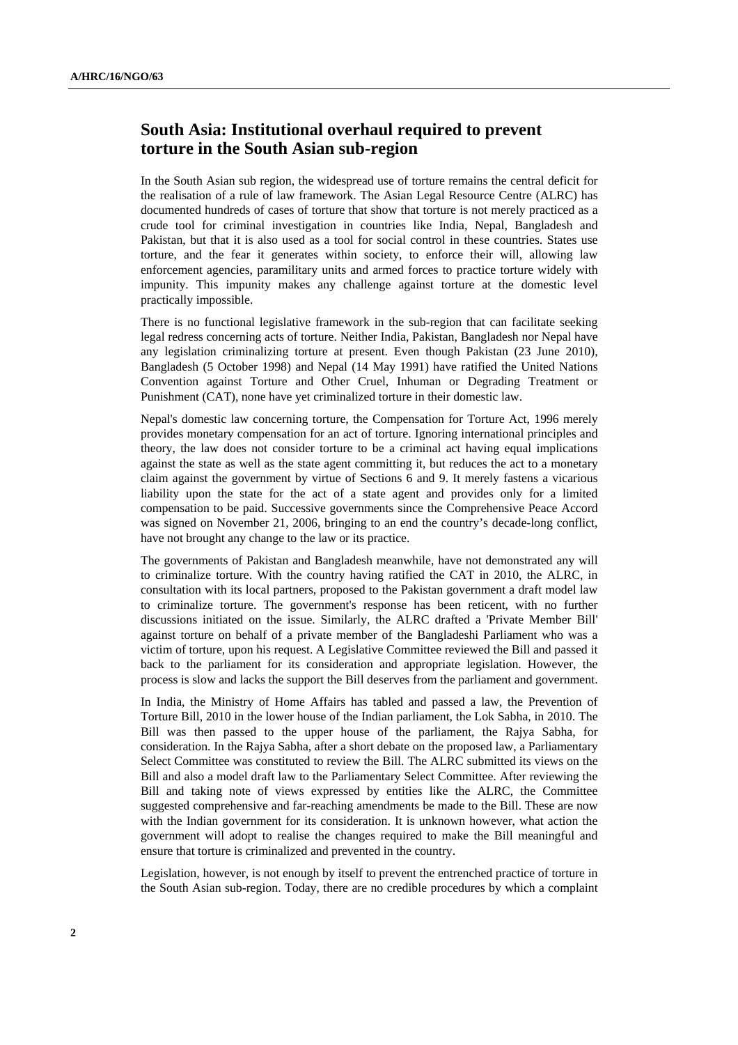## South Asia: Institutional overhaul required to prevent torture in the South Asian sub-region

In the South Asian sub region, the widespread use of torture remains the central deficit for the realisation of a rule of law framework. The Asian Legal Resource Centre (ALRC) has documented hundreds of cases of torture that show that torture is not merely practiced as a crude tool for criminal investigation in countries like India, Nepal, Bangladesh and Pakistan, but that it is also used as a tool for social control in these countries. States use torture, and the fear it generates within society, to enforce their will, allowing law enforcement agencies, paramilitary units and armed forces to practice torture widely with impunity. This impunity makes any challenge against torture at the domestic level practically impossible.

There is no functional legislative framework in the sub-region that can facilitate seeking legal redress concerning acts of torture. Neither India, Pakistan, Bangladesh nor Nepal have any legislation criminalizing torture at present. Even though Pakistan (23 June 2010), Bangladesh (5 October 1998) and Nepal (14 May 1991) have ratified the United Nations Convention against Torture and Other Cruel, Inhuman or Degrading Treatment or Punishment (CAT), none have yet criminalized torture in their domestic law.

Nepal's domestic law concerning torture, the Compensation for Torture Act, 1996 merely provides monetary compensation for an act of torture. Ignoring international principles and theory, the law does not consider torture to be a criminal act having equal implications against the state as well as the state agent committing it, but reduces the act to a monetary claim against the government by virtue of Sections 6 and 9. It merely fastens a vicarious liability upon the state for the act of a state agent and provides only for a limited compensation to be paid. Successive governments since the Comprehensive Peace Accord was signed on November 21, 2006, bringing to an end the country's decade-long conflict, have not brought any change to the law or its practice.

The governments of Pakistan and Bangladesh meanwhile, have not demonstrated any will to criminalize torture. With the country having ratified the CAT in 2010, the ALRC, in consultation with its local partners, proposed to the Pakistan government a draft model law to criminalize torture. The government's response has been reticent, with no further discussions initiated on the issue. Similarly, the ALRC drafted a 'Private Member Bill' against torture on behalf of a private member of the Bangladeshi Parliament who was a victim of torture, upon his request. A Legislative Committee reviewed the Bill and passed it back to the parliament for its consideration and appropriate legislation. However, the process is slow and lacks the support the Bill deserves from the parliament and government.

In India, the Ministry of Home Affairs has tabled and passed a law, the Prevention of Torture Bill, 2010 in the lower house of the Indian parliament, the Lok Sabha, in 2010. The Bill was then passed to the upper house of the parliament, the Rajya Sabha, for consideration. In the Rajya Sabha, after a short debate on the proposed law, a Parliamentary Select Committee was constituted to review the Bill. The ALRC submitted its views on the Bill and also a model draft law to the Parliamentary Select Committee. After reviewing the Bill and taking note of views expressed by entities like the ALRC, the Committee suggested comprehensive and far-reaching amendments be made to the Bill. These are now with the Indian government for its consideration. It is unknown however, what action the government will adopt to realise the changes required to make the Bill meaningful and ensure that torture is criminalized and prevented in the country.

Legislation, however, is not enough by itself to prevent the entrenched practice of torture in the South Asian sub-region. Today, there are no credible procedures by which a complaint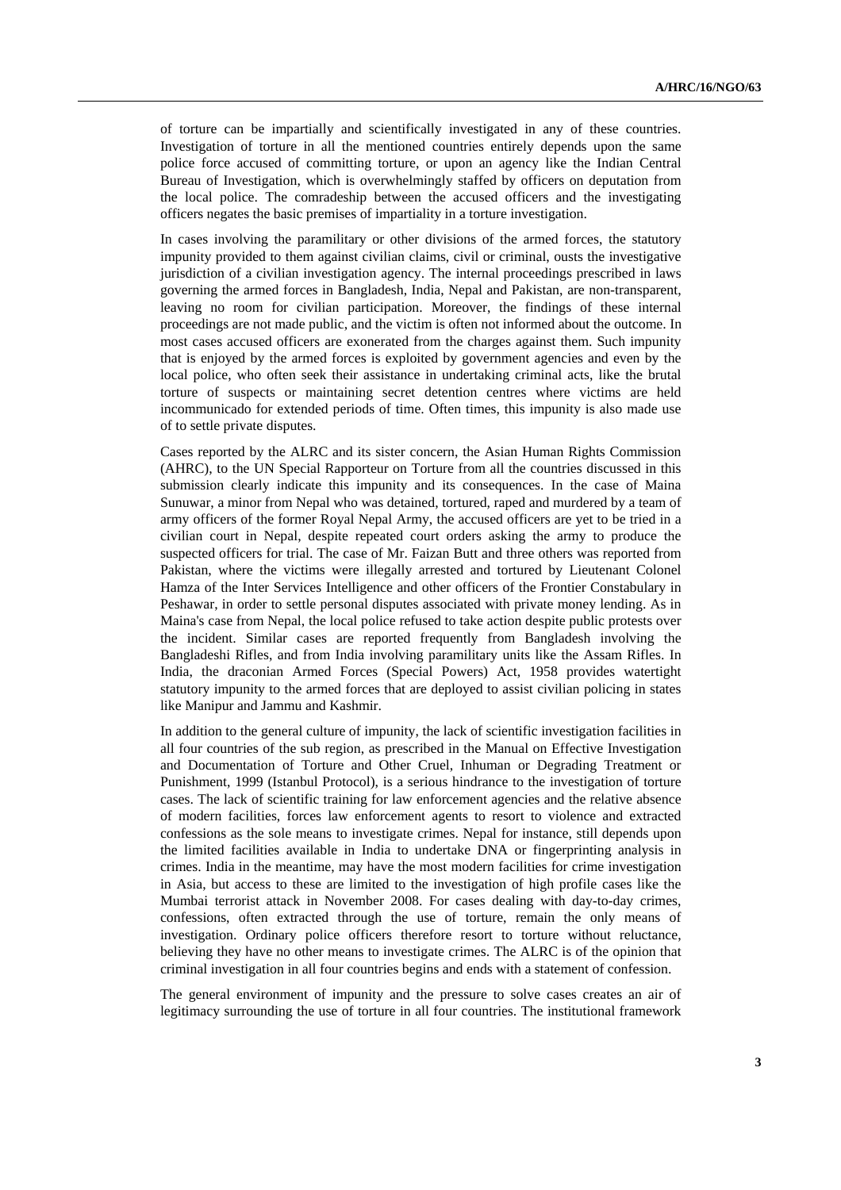of torture can be impartially and scientifically investigated in any of these countries. Investigation of torture in all the mentioned countries entirely depends upon the same police force accused of committing torture, or upon an agency like the Indian Central Bureau of Investigation, which is overwhelmingly staffed by officers on deputation from the local police. The comradeship between the accused officers and the investigating officers negates the basic premises of impartiality in a torture investigation.

In cases involving the paramilitary or other divisions of the armed forces, the statutory impunity provided to them against civilian claims, civil or criminal, ousts the investigative jurisdiction of a civilian investigation agency. The internal proceedings prescribed in laws governing the armed forces in Bangladesh, India, Nepal and Pakistan, are non-transparent, leaving no room for civilian participation. Moreover, the findings of these internal proceedings are not made public, and the victim is often not informed about the outcome. In most cases accused officers are exonerated from the charges against them. Such impunity that is enjoyed by the armed forces is exploited by government agencies and even by the local police, who often seek their assistance in undertaking criminal acts, like the brutal torture of suspects or maintaining secret detention centres where victims are held incommunicado for extended periods of time. Often times, this impunity is also made use of to settle private disputes.

Cases reported by the ALRC and its sister concern, the Asian Human Rights Commission (AHRC), to the UN Special Rapporteur on Torture from all the countries discussed in this submission clearly indicate this impunity and its consequences. In the case of Maina Sunuwar, a minor from Nepal who was detained, tortured, raped and murdered by a team of army officers of the former Royal Nepal Army, the accused officers are yet to be tried in a civilian court in Nepal, despite repeated court orders asking the army to produce the suspected officers for trial. The case of Mr. Faizan Butt and three others was reported from Pakistan, where the victims were illegally arrested and tortured by Lieutenant Colonel Hamza of the Inter Services Intelligence and other officers of the Frontier Constabulary in Peshawar, in order to settle personal disputes associated with private money lending. As in Maina's case from Nepal, the local police refused to take action despite public protests over the incident. Similar cases are reported frequently from Bangladesh involving the Bangladeshi Rifles, and from India involving paramilitary units like the Assam Rifles. In India, the draconian Armed Forces (Special Powers) Act, 1958 provides watertight statutory impunity to the armed forces that are deployed to assist civilian policing in states like Manipur and Jammu and Kashmir.

In addition to the general culture of impunity, the lack of scientific investigation facilities in all four countries of the sub region, as prescribed in the Manual on Effective Investigation and Documentation of Torture and Other Cruel, Inhuman or Degrading Treatment or Punishment, 1999 (Istanbul Protocol), is a serious hindrance to the investigation of torture cases. The lack of scientific training for law enforcement agencies and the relative absence of modern facilities, forces law enforcement agents to resort to violence and extracted confessions as the sole means to investigate crimes. Nepal for instance, still depends upon the limited facilities available in India to undertake DNA or fingerprinting analysis in crimes. India in the meantime, may have the most modern facilities for crime investigation in Asia, but access to these are limited to the investigation of high profile cases like the Mumbai terrorist attack in November 2008. For cases dealing with day-to-day crimes, confessions, often extracted through the use of torture, remain the only means of investigation. Ordinary police officers therefore resort to torture without reluctance, believing they have no other means to investigate crimes. The ALRC is of the opinion that criminal investigation in all four countries begins and ends with a statement of confession.

The general environment of impunity and the pressure to solve cases creates an air of legitimacy surrounding the use of torture in all four countries. The institutional framework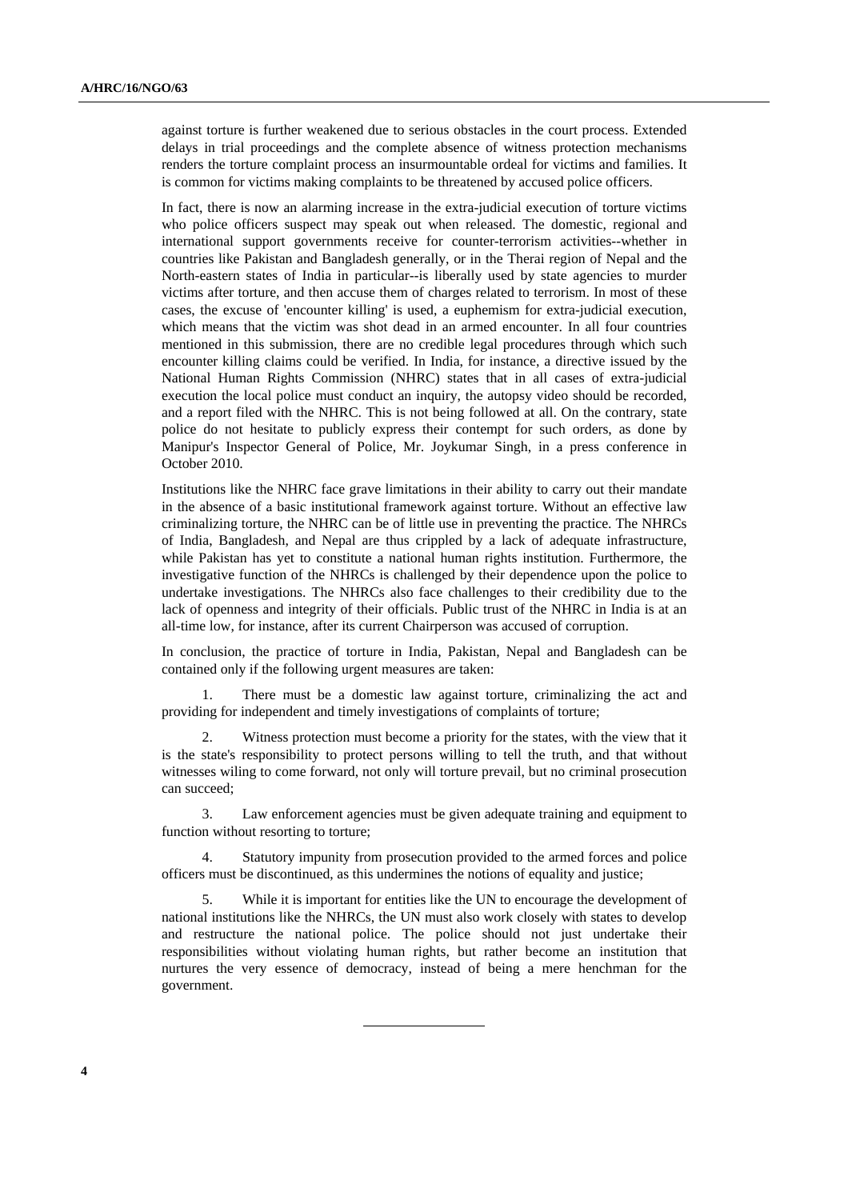against torture is further weakened due to serious obstacles in the court process. Extended delays in trial proceedings and the complete absence of witness protection mechanisms renders the torture complaint process an insurmountable ordeal for victims and families. It is common for victims making complaints to be threatened by accused police officers.

In fact, there is now an alarming increase in the extra-judicial execution of torture victims who police officers suspect may speak out when released. The domestic, regional and international support governments receive for counter-terrorism activities--whether in countries like Pakistan and Bangladesh generally, or in the Therai region of Nepal and the North-eastern states of India in particular--is liberally used by state agencies to murder victims after torture, and then accuse them of charges related to terrorism. In most of these cases, the excuse of 'encounter killing' is used, a euphemism for extra-judicial execution, which means that the victim was shot dead in an armed encounter. In all four countries mentioned in this submission, there are no credible legal procedures through which such encounter killing claims could be verified. In India, for instance, a directive issued by the National Human Rights Commission (NHRC) states that in all cases of extra-judicial execution the local police must conduct an inquiry, the autopsy video should be recorded, and a report filed with the NHRC. This is not being followed at all. On the contrary, state police do not hesitate to publicly express their contempt for such orders, as done by Manipur's Inspector General of Police, Mr. Joykumar Singh, in a press conference in October 2010.

Institutions like the NHRC face grave limitations in their ability to carry out their mandate in the absence of a basic institutional framework against torture. Without an effective law criminalizing torture, the NHRC can be of little use in preventing the practice. The NHRCs of India, Bangladesh, and Nepal are thus crippled by a lack of adequate infrastructure, while Pakistan has yet to constitute a national human rights institution. Furthermore, the investigative function of the NHRCs is challenged by their dependence upon the police to undertake investigations. The NHRCs also face challenges to their credibility due to the lack of openness and integrity of their officials. Public trust of the NHRC in India is at an all-time low, for instance, after its current Chairperson was accused of corruption.

In conclusion, the practice of torture in India, Pakistan, Nepal and Bangladesh can be contained only if the following urgent measures are taken:

1. There must be a domestic law against torture, criminalizing the act and providing for independent and timely investigations of complaints of torture;

2. Witness protection must become a priority for the states, with the view that it is the state's responsibility to protect persons willing to tell the truth, and that without witnesses wiling to come forward, not only will torture prevail, but no criminal prosecution can succeed;

3. Law enforcement agencies must be given adequate training and equipment to function without resorting to torture;

4. Statutory impunity from prosecution provided to the armed forces and police officers must be discontinued, as this undermines the notions of equality and justice;

5. While it is important for entities like the UN to encourage the development of national institutions like the NHRCs, the UN must also work closely with states to develop and restructure the national police. The police should not just undertake their responsibilities without violating human rights, but rather become an institution that nurtures the very essence of democracy, instead of being a mere henchman for the government.